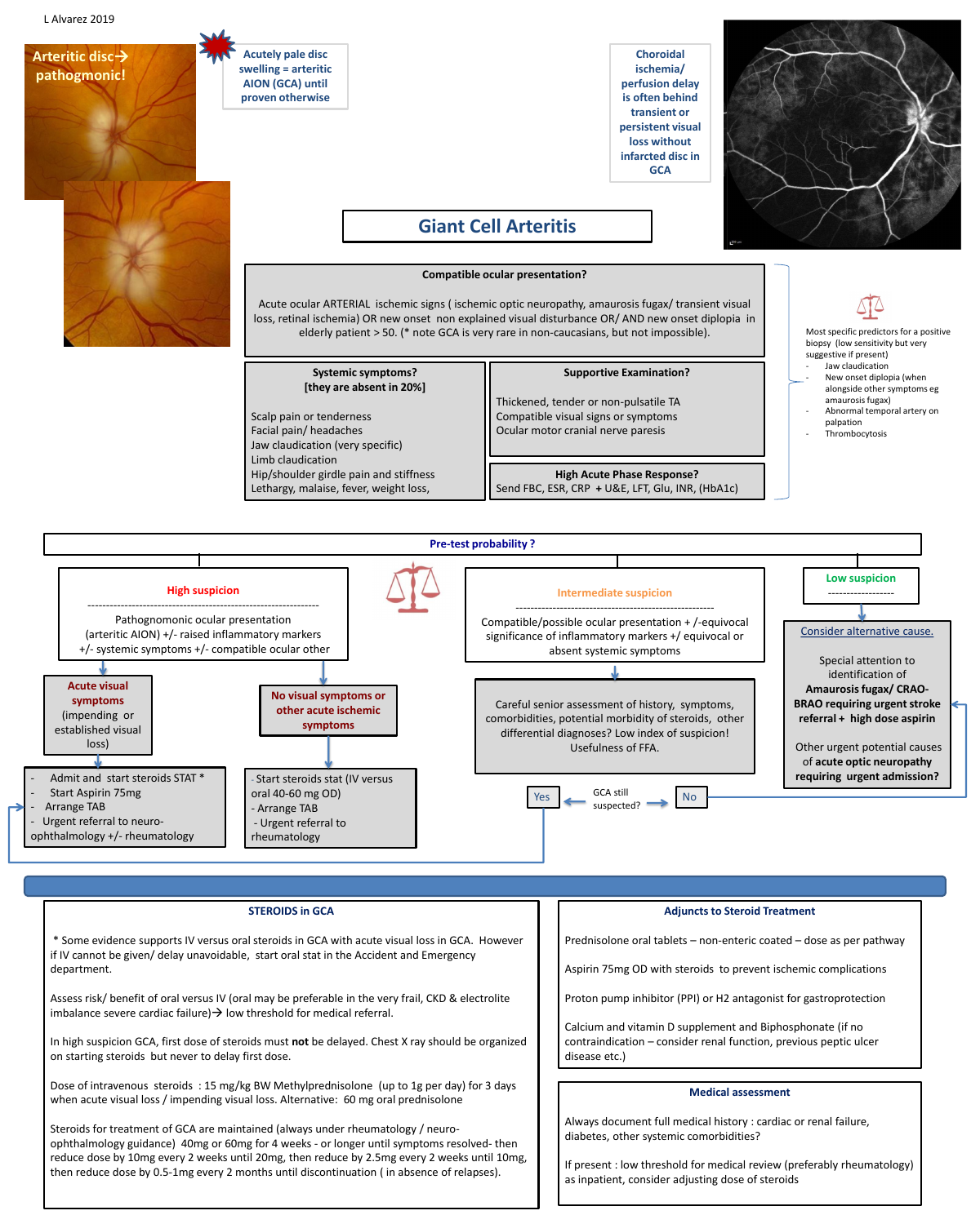L Alvarez 2019

Arteritic disc→ pathogmonic!

Acutely pale disc swelling = arteritic AION (GCA) until proven otherwise

Choroidal ischemia/ perfusion delay is often behind transient or persistent visual loss without infarcted disc in GCA

# Giant Cell Arteritis

**Compatible ocular presentation?**

Acute ocular ARTERIAL ischemic signs ( ischemic optic neuropathy, amaurosis fugax/ transient visual loss, retinal ischemia) OR new onset non explained visual disturbance OR/ AND new onset diplopia in elderly patient > 50. (* note GCA is very rare in non-caucasians, but not impossible).

**Systemic symptoms?**
**[they are absent in 20%]**

Scalp pain or tenderness
Facial pain/ headaches
Jaw claudication (very specific)
Limb claudication
Hip/shoulder girdle pain and stiffness
Lethargy, malaise, fever, weight loss,

**Supportive Examination?**

Thickened, tender or non-pulsatile TA
Compatible visual signs or symptoms
Ocular motor cranial nerve paresis

**High Acute Phase Response?**
Send FBC, ESR, CRP **+** U&E, LFT, Glu, INR, (HbA1c)

Most specific predictors for a positive biopsy (low sensitivity but very suggestive if present)
- Jaw claudication
- New onset diplopia (when alongside other symptoms eg amaurosis fugax)
- Abnormal temporal artery on palpation
- Thrombocytosis

**Pre-test probability ?**

**High suspicion**

Pathognomonic ocular presentation (arteritic AION) +/- raised inflammatory markers +/- systemic symptoms +/- compatible ocular other

- **Acute visual symptoms** (impending or established visual loss)
  - Admit and start steroids STAT *
  - Start Aspirin 75mg
  - Arrange TAB
  - Urgent referral to neuro-ophthalmology +/- rheumatology
- **No visual symptoms or other acute ischemic symptoms**
  - Start steroids stat (IV versus oral 40-60 mg OD)
  - Arrange TAB
  - Urgent referral to rheumatology

**Intermediate suspicion**

Compatible/possible ocular presentation + /-equivocal significance of inflammatory markers +/ equivocal or absent systemic symptoms

Careful senior assessment of history, symptoms, comorbidities, potential morbidity of steroids, other differential diagnoses? Low index of suspicion! Usefulness of FFA.

GCA still suspected? → Yes (go to Acute visual symptoms pathway) / No (go to Consider alternative cause)

**Low suspicion**

Consider alternative cause.

Special attention to identification of **Amaurosis fugax/ CRAO-BRAO requiring urgent stroke referral + high dose aspirin**

Other urgent potential causes of **acute optic neuropathy requiring urgent admission?**

## STEROIDS in GCA

* Some evidence supports IV versus oral steroids in GCA with acute visual loss in GCA. However if IV cannot be given/ delay unavoidable, start oral stat in the Accident and Emergency department.

Assess risk/ benefit of oral versus IV (oral may be preferable in the very frail, CKD & electrolite imbalance severe cardiac failure)→ low threshold for medical referral.

In high suspicion GCA, first dose of steroids must **not** be delayed. Chest X ray should be organized on starting steroids but never to delay first dose.

Dose of intravenous steroids : 15 mg/kg BW Methylprednisolone (up to 1g per day) for 3 days when acute visual loss / impending visual loss. Alternative: 60 mg oral prednisolone

Steroids for treatment of GCA are maintained (always under rheumatology / neuro-ophthalmology guidance) 40mg or 60mg for 4 weeks - or longer until symptoms resolved- then reduce dose by 10mg every 2 weeks until 20mg, then reduce by 2.5mg every 2 weeks until 10mg, then reduce dose by 0.5-1mg every 2 months until discontinuation ( in absence of relapses).

## Adjuncts to Steroid Treatment

Prednisolone oral tablets – non-enteric coated – dose as per pathway

Aspirin 75mg OD with steroids to prevent ischemic complications

Proton pump inhibitor (PPI) or H2 antagonist for gastroprotection

Calcium and vitamin D supplement and Biphosphonate (if no contraindication – consider renal function, previous peptic ulcer disease etc.)

## Medical assessment

Always document full medical history : cardiac or renal failure, diabetes, other systemic comorbidities?

If present : low threshold for medical review (preferably rheumatology) as inpatient, consider adjusting dose of steroids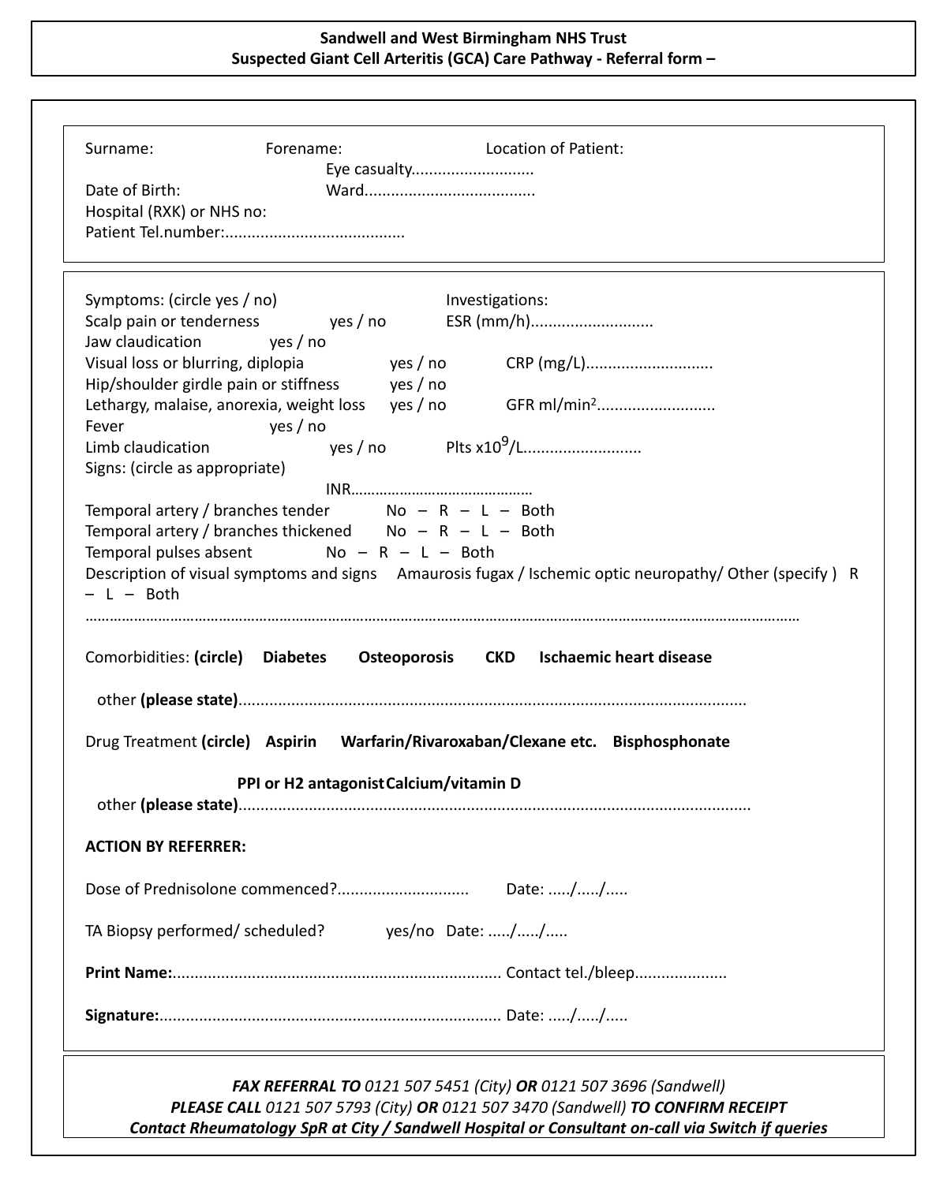**Sandwell and West Birmingham NHS Trust**
**Suspected Giant Cell Arteritis (GCA) Care Pathway - Referral form –**

Surname: Forename: Location of Patient:
Eye casualty...........................
Date of Birth: Ward......................................
Hospital (RXK) or NHS no:
Patient Tel.number:.........................................

Symptoms: (circle yes / no) Investigations:
Scalp pain or tenderness yes / no ESR (mm/h)...........................
Jaw claudication yes / no
Visual loss or blurring, diplopia yes / no CRP (mg/L)............................
Hip/shoulder girdle pain or stiffness yes / no
Lethargy, malaise, anorexia, weight loss yes / no GFR ml/min[2]..........................
Fever yes / no
Limb claudication yes / no Plts $x10^9/L$..........................
Signs: (circle as appropriate)
INR………………………………………
Temporal artery / branches tender No – R – L – Both
Temporal artery / branches thickened No – R – L – Both
Temporal pulses absent No – R – L – Both
Description of visual symptoms and signs Amaurosis fugax / Ischemic optic neuropathy/ Other (specify ) R – L – Both
……………………………………………………………………………………………………………………………………………………

Comorbidities: **(circle)** **Diabetes** **Osteoporosis** **CKD** **Ischaemic heart disease**

other **(please state)**..................................................................................................................

Drug Treatment **(circle)** **Aspirin** **Warfarin/Rivaroxaban/Clexane etc.** **Bisphosphonate**

**PPI or H2 antagonist** **Calcium/vitamin D**
other **(please state)**..................................................................................................................

**ACTION BY REFERRER:**

Dose of Prednisolone commenced?.............................. Date: ...../...../.....

TA Biopsy performed/ scheduled? yes/no Date: ...../...../.....

**Print Name:**.......................................................................... Contact tel./bleep…………………

**Signature:**............................................................................ Date: ...../...../.....

***FAX REFERRAL TO*** *0121 507 5451 (City)* ***OR*** *0121 507 3696 (Sandwell)*
***PLEASE CALL*** *0121 507 5793 (City)* ***OR*** *0121 507 3470 (Sandwell)* ***TO CONFIRM RECEIPT***
***Contact Rheumatology SpR at City / Sandwell Hospital or Consultant on-call via Switch if queries***